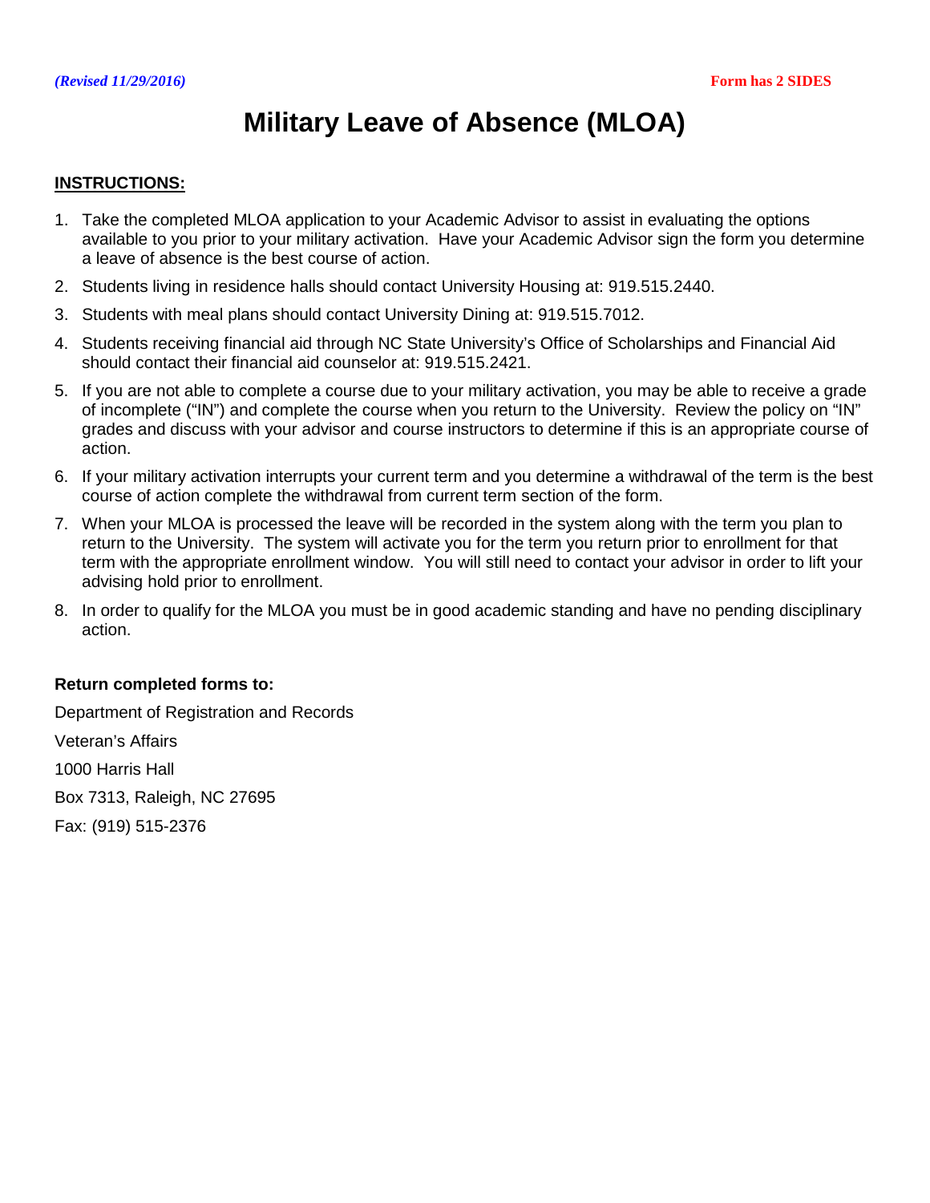*(Revised 11/29/2016)* **Form has 2 SIDES**

# Military Leave of Absence (MLOA)

**INSTRUCTIONS:**

1. Take the completed MLOA application to your Academic Advisor to assist in evaluating the options available to you prior to your military activation. Have your Academic Advisor sign the form you determine a leave of absence is the best course of action.
2. Students living in residence halls should contact University Housing at: 919.515.2440.
3. Students with meal plans should contact University Dining at: 919.515.7012.
4. Students receiving financial aid through NC State University's Office of Scholarships and Financial Aid should contact their financial aid counselor at: 919.515.2421.
5. If you are not able to complete a course due to your military activation, you may be able to receive a grade of incomplete ("IN") and complete the course when you return to the University. Review the policy on "IN" grades and discuss with your advisor and course instructors to determine if this is an appropriate course of action.
6. If your military activation interrupts your current term and you determine a withdrawal of the term is the best course of action complete the withdrawal from current term section of the form.
7. When your MLOA is processed the leave will be recorded in the system along with the term you plan to return to the University. The system will activate you for the term you return prior to enrollment for that term with the appropriate enrollment window. You will still need to contact your advisor in order to lift your advising hold prior to enrollment.
8. In order to qualify for the MLOA you must be in good academic standing and have no pending disciplinary action.

**Return completed forms to:**

Department of Registration and Records

Veteran's Affairs

1000 Harris Hall

Box 7313, Raleigh, NC 27695

Fax: (919) 515-2376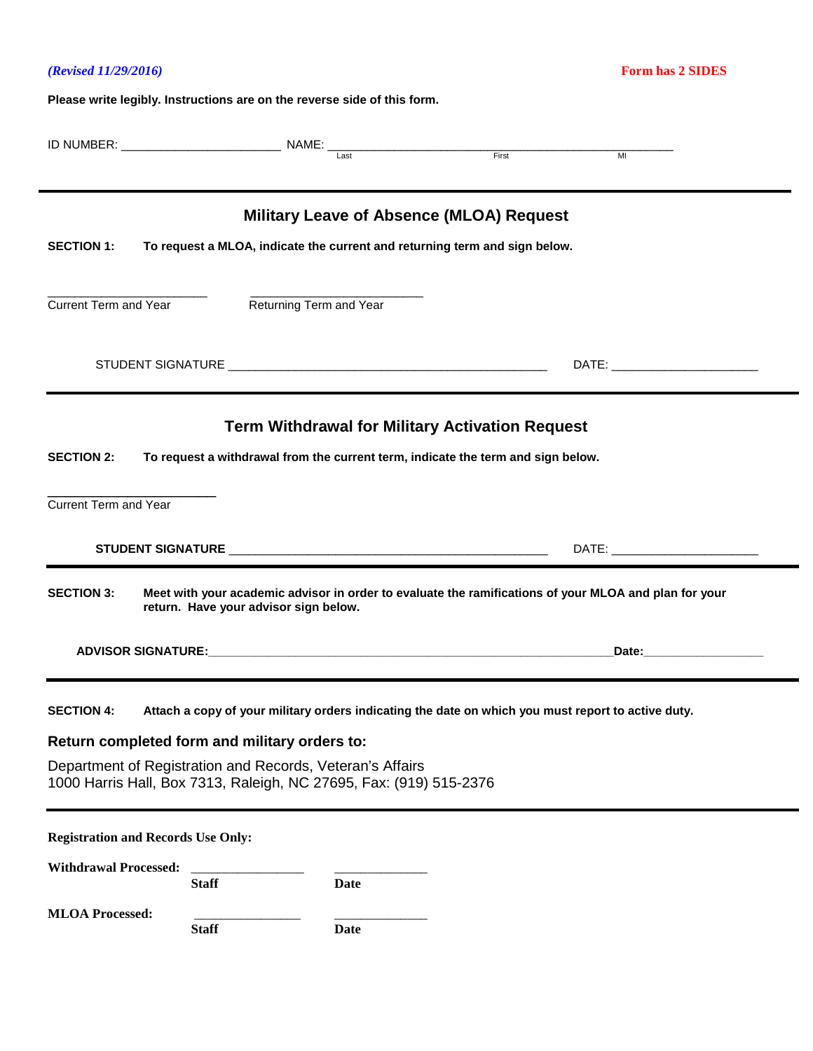*(Revised 11/29/2016)* **Form has 2 SIDES**

**Please write legibly. Instructions are on the reverse side of this form.**

ID NUMBER: ________________________ NAME: ________________________________________________
Last First MI

---

## Military Leave of Absence (MLOA) Request

**SECTION 1: To request a MLOA, indicate the current and returning term and sign below.**

________________________ ________________________
Current Term and Year Returning Term and Year

STUDENT SIGNATURE ________________________________________________ DATE: ______________________

---

## Term Withdrawal for Military Activation Request

**SECTION 2: To request a withdrawal from the current term, indicate the term and sign below.**

________________________
Current Term and Year

**STUDENT SIGNATURE** ________________________________________________ DATE: ______________________

---

**SECTION 3: Meet with your academic advisor in order to evaluate the ramifications of your MLOA and plan for your return. Have your advisor sign below.**

**ADVISOR SIGNATURE:**________________________________________________________________**Date:**__________________

---

**SECTION 4: Attach a copy of your military orders indicating the date on which you must report to active duty.**

### Return completed form and military orders to:

Department of Registration and Records, Veteran's Affairs
1000 Harris Hall, Box 7313, Raleigh, NC 27695, Fax: (919) 515-2376

---

**Registration and Records Use Only:**

**Withdrawal Processed:** ________________ ______________
**Staff** **Date**

**MLOA Processed:** ________________ ______________
**Staff** **Date**